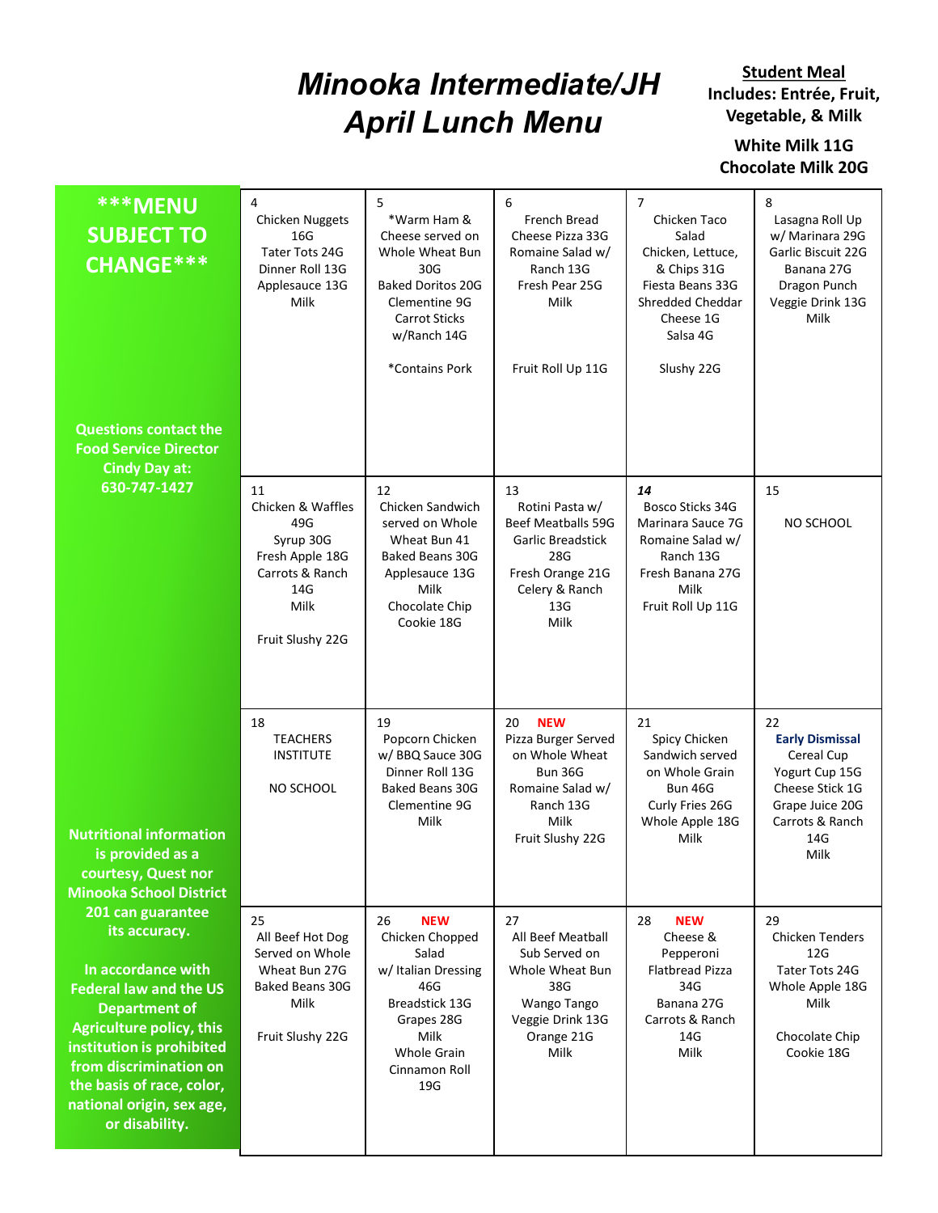# Minooka Intermediate/JH April Lunch Menu

**Student Meal**
**Includes: Entrée, Fruit, Vegetable, & Milk**

**White Milk 11G**
**Chocolate Milk 20G**

**\*\*\*MENU SUBJECT TO CHANGE\*\*\***

**Questions contact the Food Service Director Cindy Day at: 630-747-1427**

| Monday | Tuesday | Wednesday | Thursday | Friday |
|---|---|---|---|---|
| 4<br>Chicken Nuggets 16G<br>Tater Tots 24G<br>Dinner Roll 13G<br>Applesauce 13G<br>Milk | 5<br>*Warm Ham & Cheese served on Whole Wheat Bun 30G<br>Baked Doritos 20G<br>Clementine 9G<br>Carrot Sticks w/Ranch 14G<br><br>*Contains Pork | 6<br>French Bread Cheese Pizza 33G<br>Romaine Salad w/ Ranch 13G<br>Fresh Pear 25G<br>Milk<br><br>Fruit Roll Up 11G | 7<br>Chicken Taco Salad<br>Chicken, Lettuce, & Chips 31G<br>Fiesta Beans 33G<br>Shredded Cheddar Cheese 1G<br>Salsa 4G<br><br>Slushy 22G | 8<br>Lasagna Roll Up w/ Marinara 29G<br>Garlic Biscuit 22G<br>Banana 27G<br>Dragon Punch Veggie Drink 13G<br>Milk |
| 11<br>Chicken & Waffles 49G<br>Syrup 30G<br>Fresh Apple 18G<br>Carrots & Ranch 14G<br>Milk<br><br>Fruit Slushy 22G | 12<br>Chicken Sandwich served on Whole Wheat Bun 41<br>Baked Beans 30G<br>Applesauce 13G<br>Milk<br>Chocolate Chip Cookie 18G | 13<br>Rotini Pasta w/ Beef Meatballs 59G<br>Garlic Breadstick 28G<br>Fresh Orange 21G<br>Celery & Ranch 13G<br>Milk | ***14***<br>Bosco Sticks 34G<br>Marinara Sauce 7G<br>Romaine Salad w/ Ranch 13G<br>Fresh Banana 27G<br>Milk<br>Fruit Roll Up 11G | 15<br><br>NO SCHOOL |
| 18<br>TEACHERS INSTITUTE<br><br>NO SCHOOL | 19<br>Popcorn Chicken w/ BBQ Sauce 30G<br>Dinner Roll 13G<br>Baked Beans 30G<br>Clementine 9G<br>Milk | 20 **NEW**<br>Pizza Burger Served on Whole Wheat Bun 36G<br>Romaine Salad w/ Ranch 13G<br>Milk<br>Fruit Slushy 22G | 21<br>Spicy Chicken Sandwich served on Whole Grain Bun 46G<br>Curly Fries 26G<br>Whole Apple 18G<br>Milk | 22<br>**Early Dismissal**<br>Cereal Cup 12G<br>Yogurt Cup 15G<br>Cheese Stick 1G<br>Grape Juice 20G<br>Carrots & Ranch 14G<br>Milk |
| 25<br>All Beef Hot Dog Served on Whole Wheat Bun 27G<br>Baked Beans 30G<br>Milk<br><br>Fruit Slushy 22G | 26 **NEW**<br>Chicken Chopped Salad w/ Italian Dressing 46G<br>Breadstick 13G<br>Grapes 28G<br>Milk<br>Whole Grain Cinnamon Roll 19G | 27<br>All Beef Meatball Sub Served on Whole Wheat Bun 38G<br>Wango Tango Veggie Drink 13G<br>Orange 21G<br>Milk | 28 **NEW**<br>Cheese & Pepperoni Flatbread Pizza 34G<br>Banana 27G<br>Carrots & Ranch 14G<br>Milk | 29<br>Chicken Tenders 12G<br>Tater Tots 24G<br>Whole Apple 18G<br>Milk<br><br>Chocolate Chip Cookie 18G |

**Nutritional information is provided as a courtesy, Quest nor Minooka School District 201 can guarantee its accuracy.**

**In accordance with Federal law and the US Department of Agriculture policy, this institution is prohibited from discrimination on the basis of race, color, national origin, sex age, or disability.**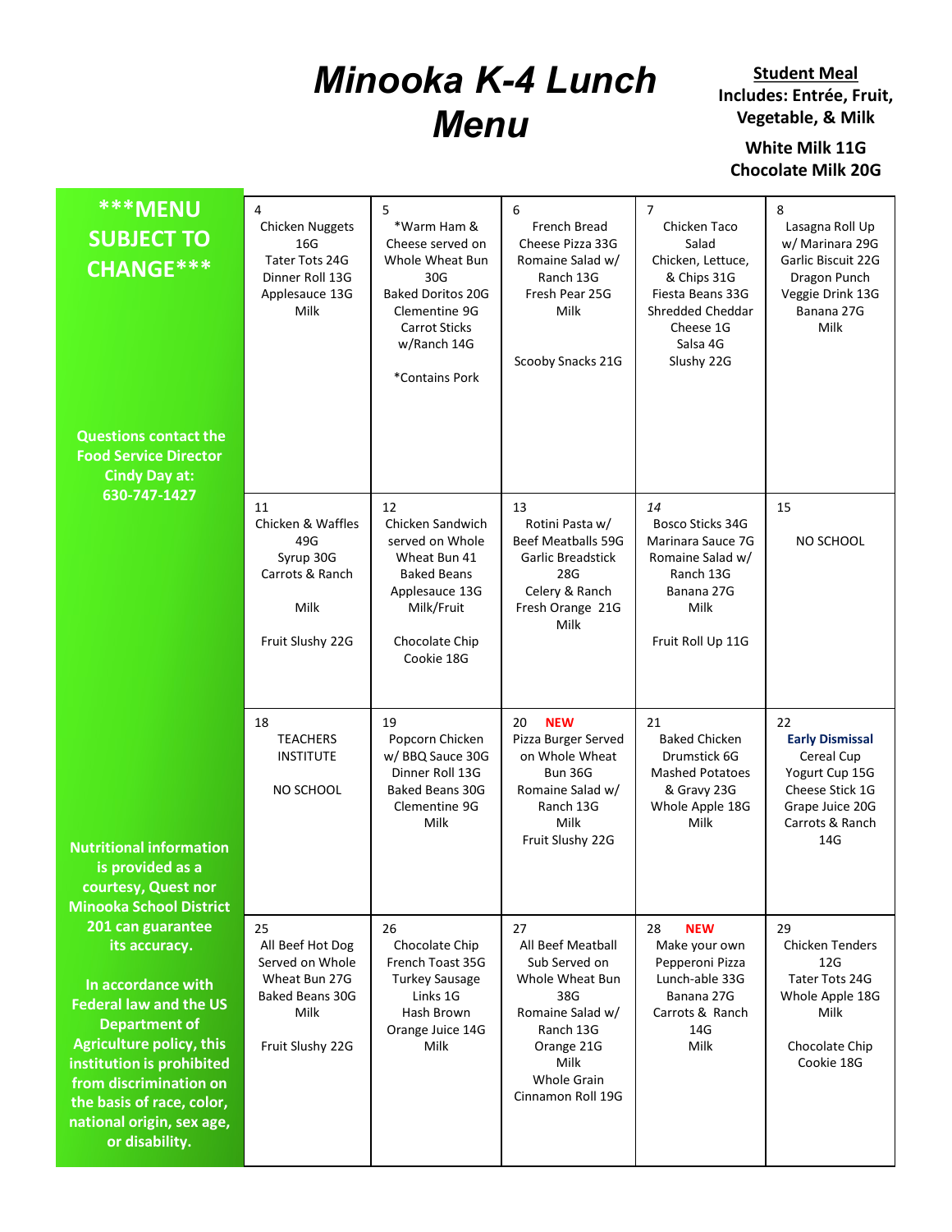# Minooka K-4 Lunch Menu

**Student Meal**
**Includes: Entrée, Fruit, Vegetable, & Milk**

**White Milk 11G**
**Chocolate Milk 20G**

**\*\*\*MENU SUBJECT TO CHANGE\*\*\***

**Questions contact the Food Service Director Cindy Day at: 630-747-1427**

| | | | | |
|---|---|---|---|---|
| 4<br>Chicken Nuggets 16G<br>Tater Tots 24G<br>Dinner Roll 13G<br>Applesauce 13G<br>Milk | 5<br>*Warm Ham & Cheese served on Whole Wheat Bun 30G<br>Baked Doritos 20G<br>Clementine 9G<br>Carrot Sticks w/Ranch 14G<br><br>*Contains Pork | 6<br>French Bread Cheese Pizza 33G<br>Romaine Salad w/ Ranch 13G<br>Fresh Pear 25G<br>Milk<br><br>Scooby Snacks 21G | 7<br>Chicken Taco Salad<br>Chicken, Lettuce, & Chips 31G<br>Fiesta Beans 33G<br>Shredded Cheddar Cheese 1G<br>Salsa 4G<br>Slushy 22G | 8<br>Lasagna Roll Up w/ Marinara 29G<br>Garlic Biscuit 22G<br>Dragon Punch Veggie Drink 13G<br>Banana 27G<br>Milk |
| 11<br>Chicken & Waffles 49G<br>Syrup 30G<br>Carrots & Ranch<br><br>Milk<br><br>Fruit Slushy 22G | 12<br>Chicken Sandwich served on Whole Wheat Bun 41<br>Baked Beans<br>Applesauce 13G<br>Milk/Fruit<br><br>Chocolate Chip Cookie 18G | 13<br>Rotini Pasta w/ Beef Meatballs 59G<br>Garlic Breadstick 28G<br>Celery & Ranch<br>Fresh Orange 21G<br>Milk | *14*<br>Bosco Sticks 34G<br>Marinara Sauce 7G<br>Romaine Salad w/ Ranch 13G<br>Banana 27G<br>Milk<br><br>Fruit Roll Up 11G | 15<br><br>NO SCHOOL |
| 18<br>TEACHERS INSTITUTE<br><br>NO SCHOOL | 19<br>Popcorn Chicken w/ BBQ Sauce 30G<br>Dinner Roll 13G<br>Baked Beans 30G<br>Clementine 9G<br>Milk | 20 **NEW**<br>Pizza Burger Served on Whole Wheat Bun 36G<br>Romaine Salad w/ Ranch 13G<br>Milk<br>Fruit Slushy 22G | 21<br>Baked Chicken Drumstick 6G<br>Mashed Potatoes & Gravy 23G<br>Whole Apple 18G<br>Milk | 22<br>**Early Dismissal**<br>Cereal Cup<br>Yogurt Cup 15G<br>Cheese Stick 1G<br>Grape Juice 20G<br>Carrots & Ranch 14G |
| 25<br>All Beef Hot Dog Served on Whole Wheat Bun 27G<br>Baked Beans 30G<br>Milk<br><br>Fruit Slushy 22G | 26<br>Chocolate Chip French Toast 35G<br>Turkey Sausage Links 1G<br>Hash Brown<br>Orange Juice 14G<br>Milk | 27<br>All Beef Meatball Sub Served on Whole Wheat Bun 38G<br>Romaine Salad w/ Ranch 13G<br>Orange 21G<br>Milk<br>Whole Grain Cinnamon Roll 19G | 28 **NEW**<br>Make your own Pepperoni Pizza Lunch-able 33G<br>Banana 27G<br>Carrots & Ranch 14G<br>Milk | 29<br>Chicken Tenders 12G<br>Tater Tots 24G<br>Whole Apple 18G<br>Milk<br><br>Chocolate Chip Cookie 18G |

**Nutritional information is provided as a courtesy, Quest nor Minooka School District 201 can guarantee its accuracy.**

**In accordance with Federal law and the US Department of Agriculture policy, this institution is prohibited from discrimination on the basis of race, color, national origin, sex age, or disability.**